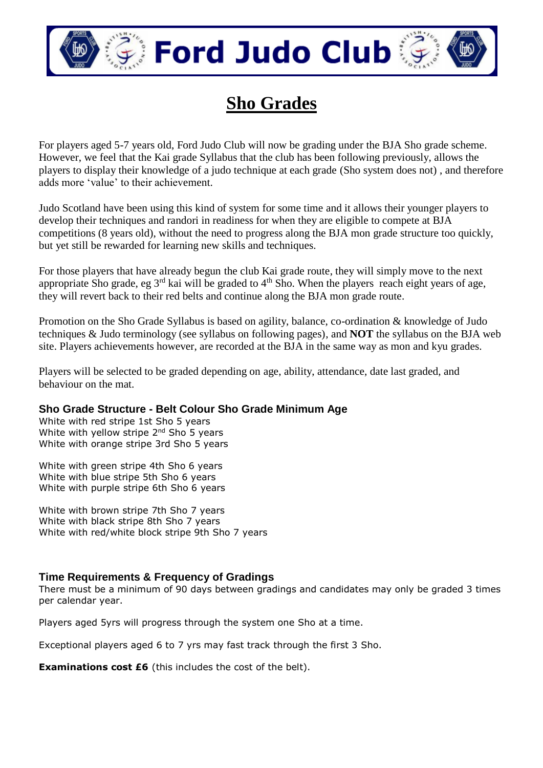# Ford Judo Club

## Sho Grades

For players aged 5-7 years old, Ford Judo Club will now be grading under the BJA Sho grade scheme. However, we feel that the Kai grade Syllabus that the club has been following previously, allows the players to display their knowledge of a judo technique at each grade (Sho system does not) , and therefore adds more 'value' to their achievement.

Judo Scotland have been using this kind of system for some time and it allows their younger players to develop their techniques and randori in readiness for when they are eligible to compete at BJA competitions (8 years old), without the need to progress along the BJA mon grade structure too quickly, but yet still be rewarded for learning new skills and techniques.

For those players that have already begun the club Kai grade route, they will simply move to the next appropriate Sho grade, eg 3rd kai will be graded to 4th Sho. When the players reach eight years of age, they will revert back to their red belts and continue along the BJA mon grade route.

Promotion on the Sho Grade Syllabus is based on agility, balance, co-ordination & knowledge of Judo techniques & Judo terminology (see syllabus on following pages), and **NOT** the syllabus on the BJA web site. Players achievements however, are recorded at the BJA in the same way as mon and kyu grades.

Players will be selected to be graded depending on age, ability, attendance, date last graded, and behaviour on the mat.

### Sho Grade Structure - Belt Colour Sho Grade Minimum Age

White with red stripe 1st Sho 5 years
White with yellow stripe 2nd Sho 5 years
White with orange stripe 3rd Sho 5 years

White with green stripe 4th Sho 6 years
White with blue stripe 5th Sho 6 years
White with purple stripe 6th Sho 6 years

White with brown stripe 7th Sho 7 years
White with black stripe 8th Sho 7 years
White with red/white block stripe 9th Sho 7 years

### Time Requirements & Frequency of Gradings

There must be a minimum of 90 days between gradings and candidates may only be graded 3 times per calendar year.

Players aged 5yrs will progress through the system one Sho at a time.

Exceptional players aged 6 to 7 yrs may fast track through the first 3 Sho.

**Examinations cost £6** (this includes the cost of the belt).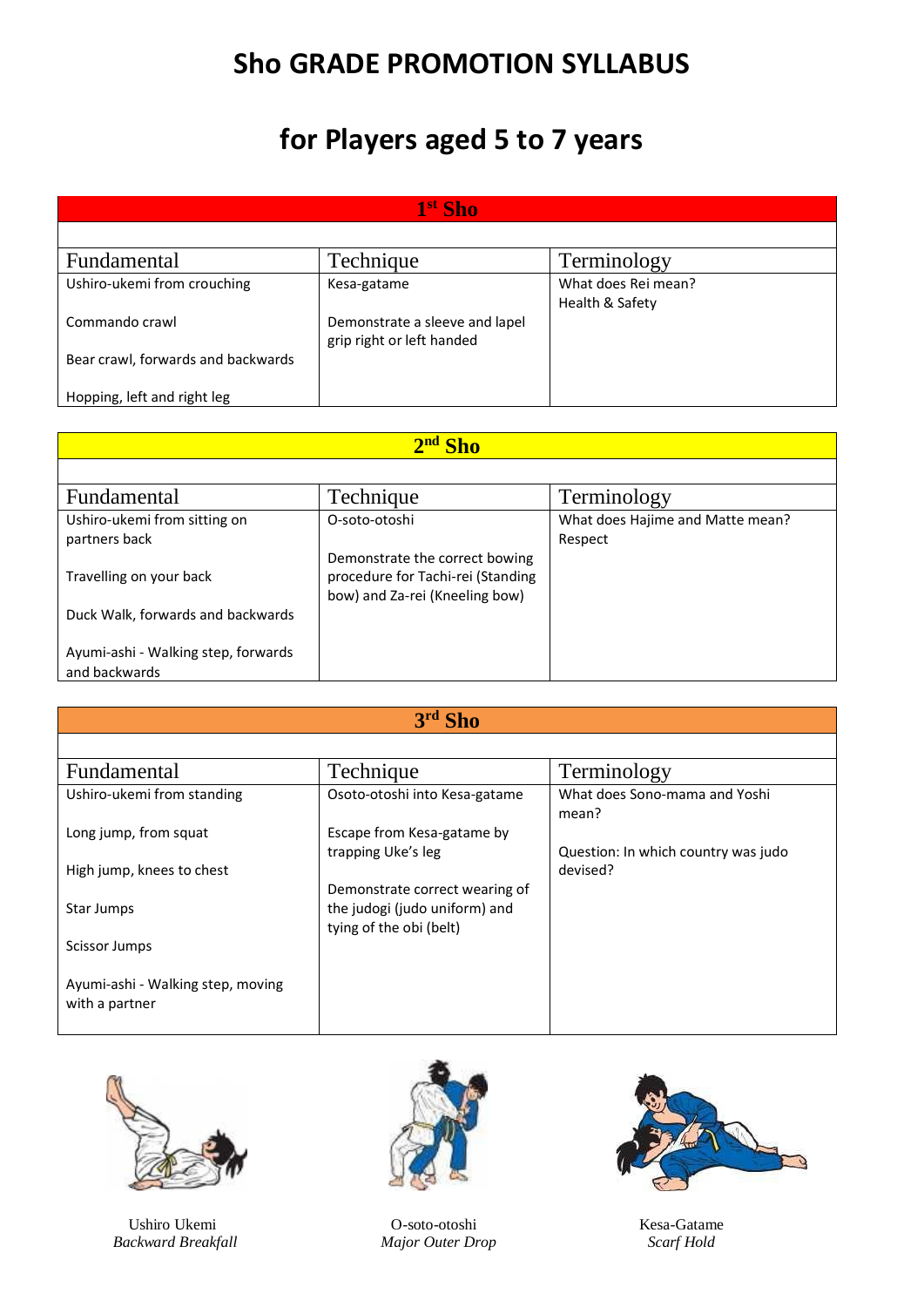# Sho GRADE PROMOTION SYLLABUS

# for Players aged 5 to 7 years

## 1st Sho

| Fundamental | Technique | Terminology |
|---|---|---|
| Ushiro-ukemi from crouching<br><br>Commando crawl<br><br>Bear crawl, forwards and backwards<br><br>Hopping, left and right leg | Kesa-gatame<br><br>Demonstrate a sleeve and lapel grip right or left handed | What does Rei mean?<br>Health & Safety |

## 2nd Sho

| Fundamental | Technique | Terminology |
|---|---|---|
| Ushiro-ukemi from sitting on partners back<br><br>Travelling on your back<br><br>Duck Walk, forwards and backwards<br><br>Ayumi-ashi - Walking step, forwards and backwards | O-soto-otoshi<br><br>Demonstrate the correct bowing procedure for Tachi-rei (Standing bow) and Za-rei (Kneeling bow) | What does Hajime and Matte mean?<br>Respect |

## 3rd Sho

| Fundamental | Technique | Terminology |
|---|---|---|
| Ushiro-ukemi from standing<br><br>Long jump, from squat<br><br>High jump, knees to chest<br><br>Star Jumps<br><br>Scissor Jumps<br><br>Ayumi-ashi - Walking step, moving with a partner | Osoto-otoshi into Kesa-gatame<br><br>Escape from Kesa-gatame by trapping Uke's leg<br><br>Demonstrate correct wearing of the judogi (judo uniform) and tying of the obi (belt) | What does Sono-mama and Yoshi mean?<br><br>Question: In which country was judo devised? |

Ushiro Ukemi
*Backward Breakfall*

O-soto-otoshi
*Major Outer Drop*

Kesa-Gatame
*Scarf Hold*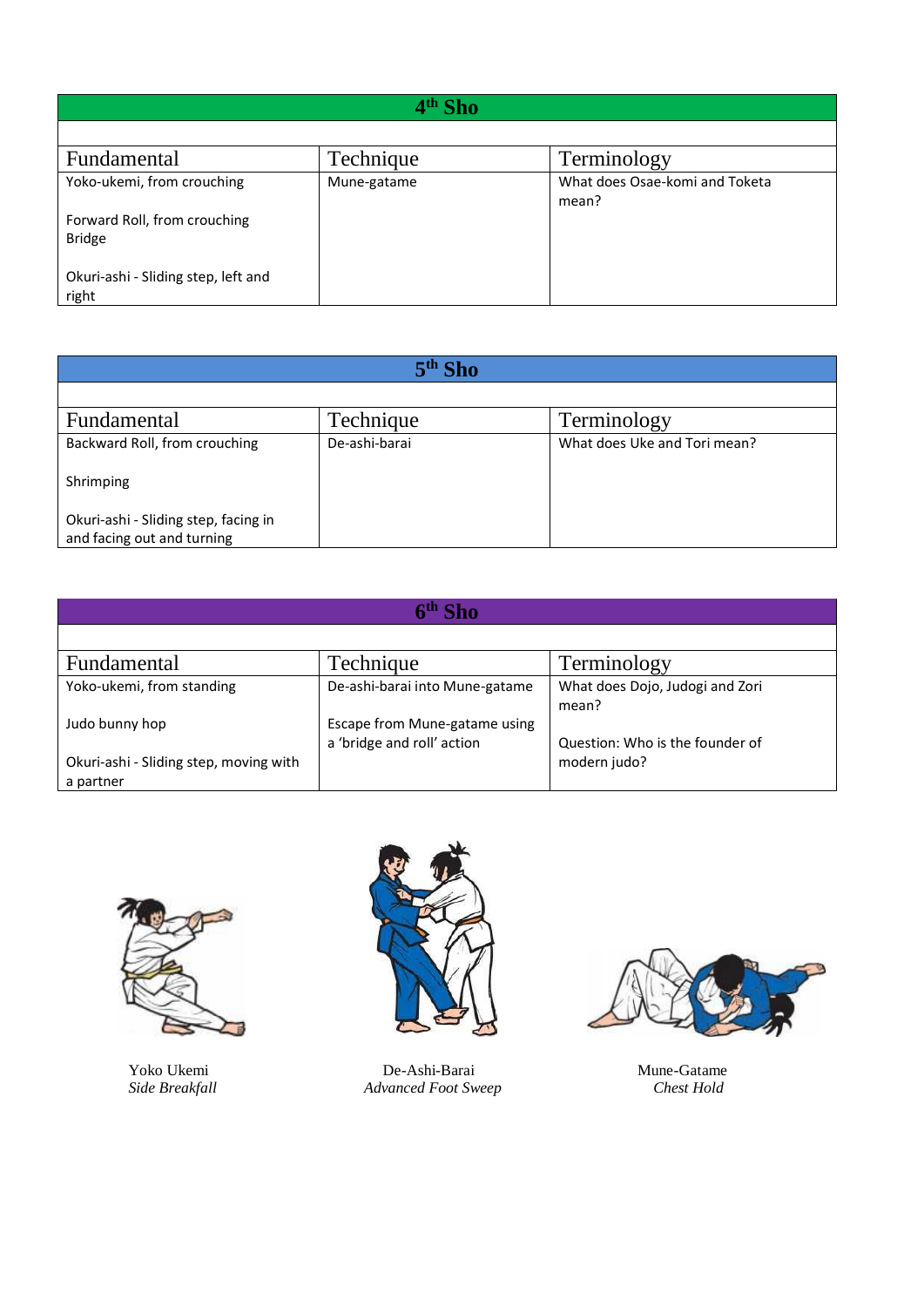## 4th Sho

| Fundamental | Technique | Terminology |
|---|---|---|
| Yoko-ukemi, from crouching<br><br>Forward Roll, from crouching<br>Bridge<br><br>Okuri-ashi - Sliding step, left and right | Mune-gatame | What does Osae-komi and Toketa mean? |

## 5th Sho

| Fundamental | Technique | Terminology |
|---|---|---|
| Backward Roll, from crouching<br><br>Shrimping<br><br>Okuri-ashi - Sliding step, facing in and facing out and turning | De-ashi-barai | What does Uke and Tori mean? |

## 6th Sho

| Fundamental | Technique | Terminology |
|---|---|---|
| Yoko-ukemi, from standing<br><br>Judo bunny hop<br><br>Okuri-ashi - Sliding step, moving with a partner | De-ashi-barai into Mune-gatame<br><br>Escape from Mune-gatame using a 'bridge and roll' action | What does Dojo, Judogi and Zori mean?<br><br>Question: Who is the founder of modern judo? |

Yoko Ukemi
*Side Breakfall*

De-Ashi-Barai
*Advanced Foot Sweep*

Mune-Gatame
*Chest Hold*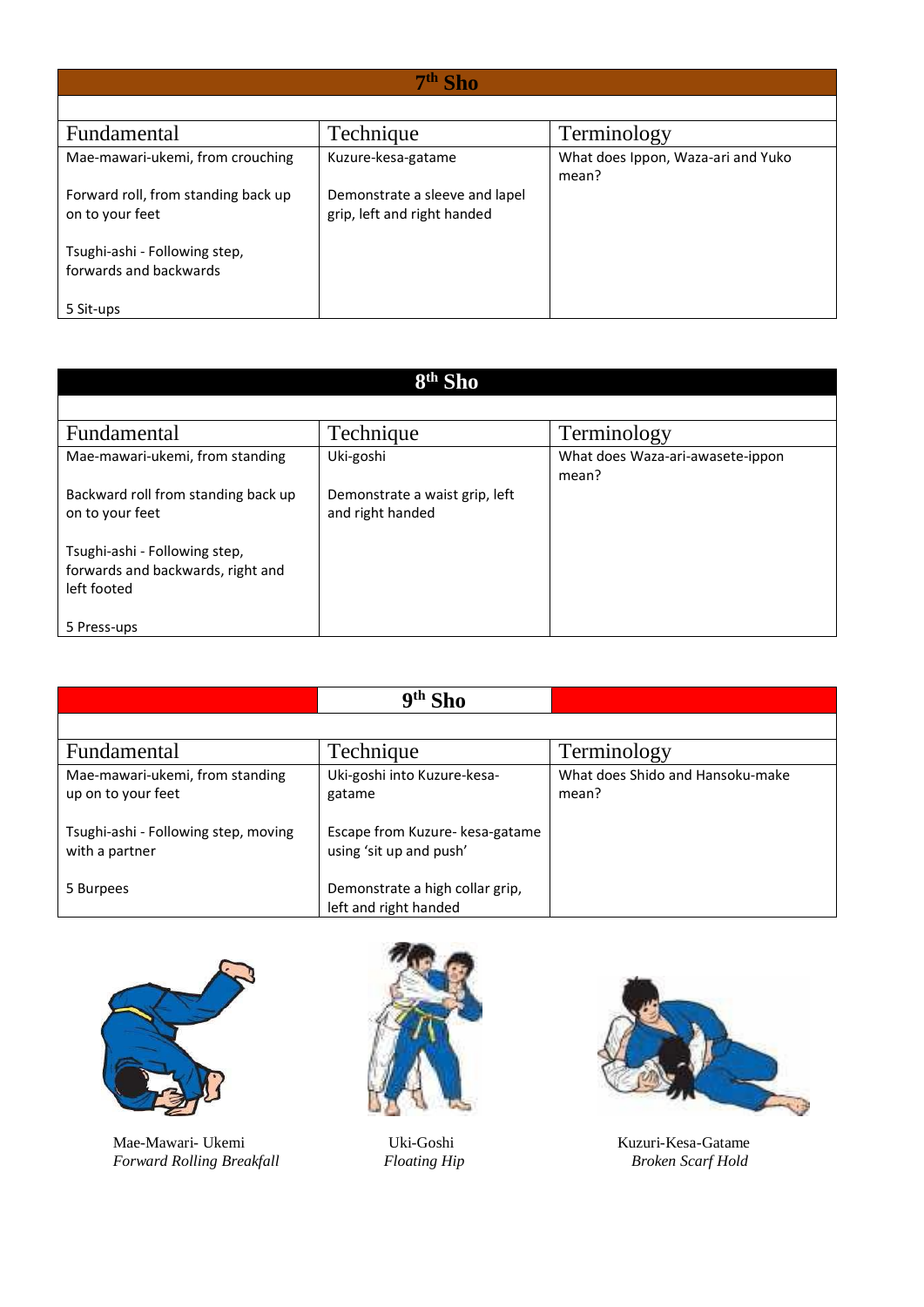## 7th Sho

| Fundamental | Technique | Terminology |
| --- | --- | --- |
| Mae-mawari-ukemi, from crouching<br><br>Forward roll, from standing back up on to your feet<br><br>Tsughi-ashi - Following step, forwards and backwards<br><br>5 Sit-ups | Kuzure-kesa-gatame<br><br>Demonstrate a sleeve and lapel grip, left and right handed | What does Ippon, Waza-ari and Yuko mean? |

## 8th Sho

| Fundamental | Technique | Terminology |
| --- | --- | --- |
| Mae-mawari-ukemi, from standing<br><br>Backward roll from standing back up on to your feet<br><br>Tsughi-ashi - Following step, forwards and backwards, right and left footed<br><br>5 Press-ups | Uki-goshi<br><br>Demonstrate a waist grip, left and right handed | What does Waza-ari-awasete-ippon mean? |

## 9th Sho

| Fundamental | Technique | Terminology |
| --- | --- | --- |
| Mae-mawari-ukemi, from standing up on to your feet<br><br>Tsughi-ashi - Following step, moving with a partner<br><br>5 Burpees | Uki-goshi into Kuzure-kesa-gatame<br><br>Escape from Kuzure- kesa-gatame using 'sit up and push'<br><br>Demonstrate a high collar grip, left and right handed | What does Shido and Hansoku-make mean? |

Mae-Mawari- Ukemi
*Forward Rolling Breakfall*

Uki-Goshi
*Floating Hip*

Kuzuri-Kesa-Gatame
*Broken Scarf Hold*